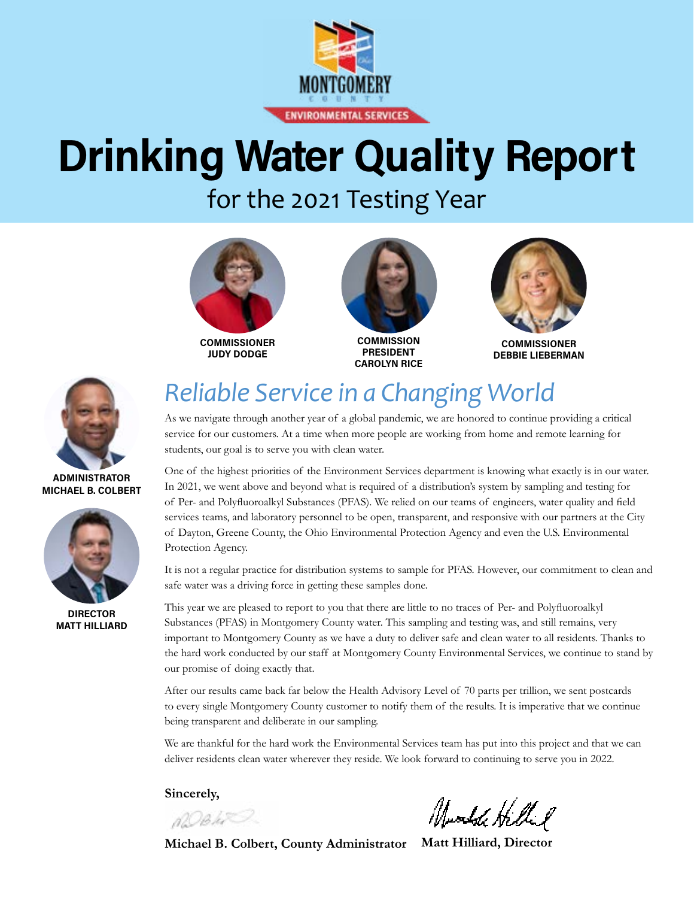MONTGOMERY COUNTY ENVIRONMENTAL SERVICES

# Drinking Water Quality Report

## for the 2021 Testing Year

**COMMISSIONER JUDY DODGE**

**COMMISSION PRESIDENT CAROLYN RICE**

**COMMISSIONER DEBBIE LIEBERMAN**

**ADMINISTRATOR MICHAEL B. COLBERT**

**DIRECTOR MATT HILLIARD**

## *Reliable Service in a Changing World*

As we navigate through another year of a global pandemic, we are honored to continue providing a critical service for our customers. At a time when more people are working from home and remote learning for students, our goal is to serve you with clean water.

One of the highest priorities of the Environment Services department is knowing what exactly is in our water. In 2021, we went above and beyond what is required of a distribution's system by sampling and testing for of Per- and Polyfluoroalkyl Substances (PFAS). We relied on our teams of engineers, water quality and field services teams, and laboratory personnel to be open, transparent, and responsive with our partners at the City of Dayton, Greene County, the Ohio Environmental Protection Agency and even the U.S. Environmental Protection Agency.

It is not a regular practice for distribution systems to sample for PFAS. However, our commitment to clean and safe water was a driving force in getting these samples done.

This year we are pleased to report to you that there are little to no traces of Per- and Polyfluoroalkyl Substances (PFAS) in Montgomery County water. This sampling and testing was, and still remains, very important to Montgomery County as we have a duty to deliver safe and clean water to all residents. Thanks to the hard work conducted by our staff at Montgomery County Environmental Services, we continue to stand by our promise of doing exactly that.

After our results came back far below the Health Advisory Level of 70 parts per trillion, we sent postcards to every single Montgomery County customer to notify them of the results. It is imperative that we continue being transparent and deliberate in our sampling.

We are thankful for the hard work the Environmental Services team has put into this project and that we can deliver residents clean water wherever they reside. We look forward to continuing to serve you in 2022.

**Sincerely,**

**Michael B. Colbert, County Administrator**

**Matt Hilliard, Director**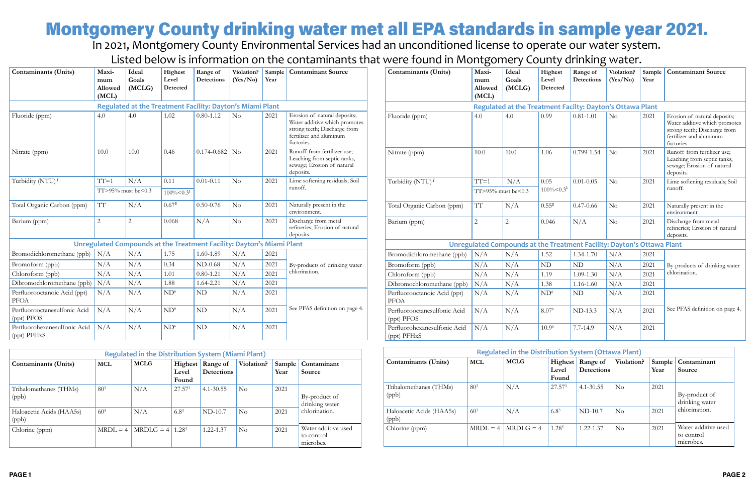# Montgomery County drinking water met all EPA standards in sample year 2021.

In 2021, Montgomery County Environmental Services had an unconditioned license to operate our water system.

Listed below is information on the contaminants that were found in Montgomery County drinking water.

| Contaminants (Units) | Maximum Allowed (MCL) | Ideal Goals (MCLG) | Highest Level Detected | Range of Detections | Violation? (Yes/No) | Sample Year | Contaminant Source |
|---|---|---|---|---|---|---|---|
| **Regulated at the Treatment Facility: Dayton's Miami Plant** | | | | | | | |
| Fluoride (ppm) | 4.0 | 4.0 | 1.02 | 0.80-1.12 | No | 2021 | Erosion of natural deposits; Water additive which promotes strong teeth; Discharge from fertilizer and aluminum factories. |
| Nitrate (ppm) | 10.0 | 10.0 | 0.46 | 0.174-0.682 | No | 2021 | Runoff from fertilizer use; Leaching from septic tanks, sewage; Erosion of natural deposits. |
| Turbidity (NTU)[1] | TT=1 / TT>95% must be<0.3 | N/A | 0.11 / 100%<0.3[1] | 0.01-0.11 | No | 2021 | Lime softening residuals; Soil runoff. |
| Total Organic Carbon (ppm) | TT | N/A | 0.67[2] | 0.50-0.76 | No | 2021 | Naturally present in the environment. |
| Barium (ppm) | 2 | 2 | 0.068 | N/A | No | 2021 | Discharge from metal refineries; Erosion of natural deposits. |
| **Unregulated Compounds at the Treatment Facility: Dayton's Miami Plant** | | | | | | | |
| Bromodichloromethane (ppb) | N/A | N/A | 1.75 | 1.60-1.89 | N/A | 2021 | By-products of drinking water chlorination. |
| Bromoform (ppb) | N/A | N/A | 0.34 | ND-0.68 | N/A | 2021 | By-products of drinking water chlorination. |
| Chloroform (ppb) | N/A | N/A | 1.01 | 0.80-1.21 | N/A | 2021 | By-products of drinking water chlorination. |
| Dibromochloromethane (ppb) | N/A | N/A | 1.88 | 1.64-2.21 | N/A | 2021 | By-products of drinking water chlorination. |
| Perfluorooctanoic Acid (ppt) PFOA | N/A | N/A | ND[6] | ND | N/A | 2021 | See PFAS definition on page 4. |
| Perfluorooctanesulfonic Acid (ppt) PFOS | N/A | N/A | ND[6] | ND | N/A | 2021 | See PFAS definition on page 4. |
| Perfluorohexanesulfonic Acid (ppt) PFHxS | N/A | N/A | ND[6] | ND | N/A | 2021 | See PFAS definition on page 4. |

**Regulated in the Distribution System (Miami Plant)**

| Contaminants (Units) | MCL | MCLG | Highest Level Found | Range of Detections | Violation? | Sample Year | Contaminant Source |
|---|---|---|---|---|---|---|---|
| Trihalomethanes (THMs) (ppb) | 80[3] | N/A | 27.57[3] | 4.1-30.55 | No | 2021 | By-product of drinking water chlorination. |
| Haloacetic Acids (HAA5s) (ppb) | 60[3] | N/A | 6.8[3] | ND-10.7 | No | 2021 | By-product of drinking water chlorination. |
| Chlorine (ppm) | MRDL = 4 | MRDLG = 4 | 1.28[4] | 1.22-1.37 | No | 2021 | Water additive used to control microbes. |

| Contaminants (Units) | Maximum Allowed (MCL) | Ideal Goals (MCLG) | Highest Level Detected | Range of Detections | Violation? (Yes/No) | Sample Year | Contaminant Source |
|---|---|---|---|---|---|---|---|
| **Regulated at the Treatment Facilty: Dayton's Ottawa Plant** | | | | | | | |
| Fluoride (ppm) | 4.0 | 4.0 | 0.99 | 0.81-1.01 | No | 2021 | Erosion of natural deposits; Water additive which promotes strong teeth; Discharge from fertilizer and aluminum factories |
| Nitrate (ppm) | 10.0 | 10.0 | 1.06 | 0.799-1.54 | No | 2021 | Runoff from fertilizer use; Leaching from septic tanks, sewage; Erosion of natural deposits. |
| Turbidity (NTU)[1] | TT=1 / TT>95% must be<0.3 | N/A | 0.05 / 100%<0.3[1] | 0.01-0.05 | No | 2021 | Lime softening residuals; Soil runoff. |
| Total Organic Carbon (ppm) | TT | N/A | 0.55[2] | 0.47-0.66 | No | 2021 | Naturally present in the environment |
| Barium (ppm) | 2 | 2 | 0.046 | N/A | No | 2021 | Discharge from metal refineries; Erosion of natural deposits. |
| **Unregulated Compounds at the Treatment Facility: Dayton's Ottawa Plant** | | | | | | | |
| Bromodichloromethane (ppb) | N/A | N/A | 1.52 | 1.34-1.70 | N/A | 2021 | By-products of drinking water chlorination. |
| Bromoform (ppb) | N/A | N/A | ND | ND | N/A | 2021 | By-products of drinking water chlorination. |
| Chloroform (ppb) | N/A | N/A | 1.19 | 1.09-1.30 | N/A | 2021 | By-products of drinking water chlorination. |
| Dibromochloromethane (ppb) | N/A | N/A | 1.38 | 1.16-1.60 | N/A | 2021 | By-products of drinking water chlorination. |
| Perfluorooctanoic Acid (ppt) PFOA | N/A | N/A | ND[6] | ND | N/A | 2021 | See PFAS definition on page 4. |
| Perfluorooctanesulfonic Acid (ppt) PFOS | N/A | N/A | 8.07[6] | ND-13.3 | N/A | 2021 | See PFAS definition on page 4. |
| Perfluorohexanesulfonic Acid (ppt) PFHxS | N/A | N/A | 10.9[6] | 7.7-14.9 | N/A | 2021 | See PFAS definition on page 4. |

**Regulated in the Distribution System (Ottawa Plant)**

| Contaminants (Units) | MCL | MCLG | Highest Level Found | Range of Detections | Violation? | Sample Year | Contaminant Source |
|---|---|---|---|---|---|---|---|
| Trihalomethanes (THMs) (ppb) | 80[3] | N/A | 27.57[3] | 4.1-30.55 | No | 2021 | By-product of drinking water chlorination. |
| Haloacetic Acids (HAA5s) (ppb) | 60[3] | N/A | 6.8[3] | ND-10.7 | No | 2021 | By-product of drinking water chlorination. |
| Chlorine (ppm) | MRDL = 4 | MRDLG = 4 | 1.28[4] | 1.22-1.37 | No | 2021 | Water additive used to control microbes. |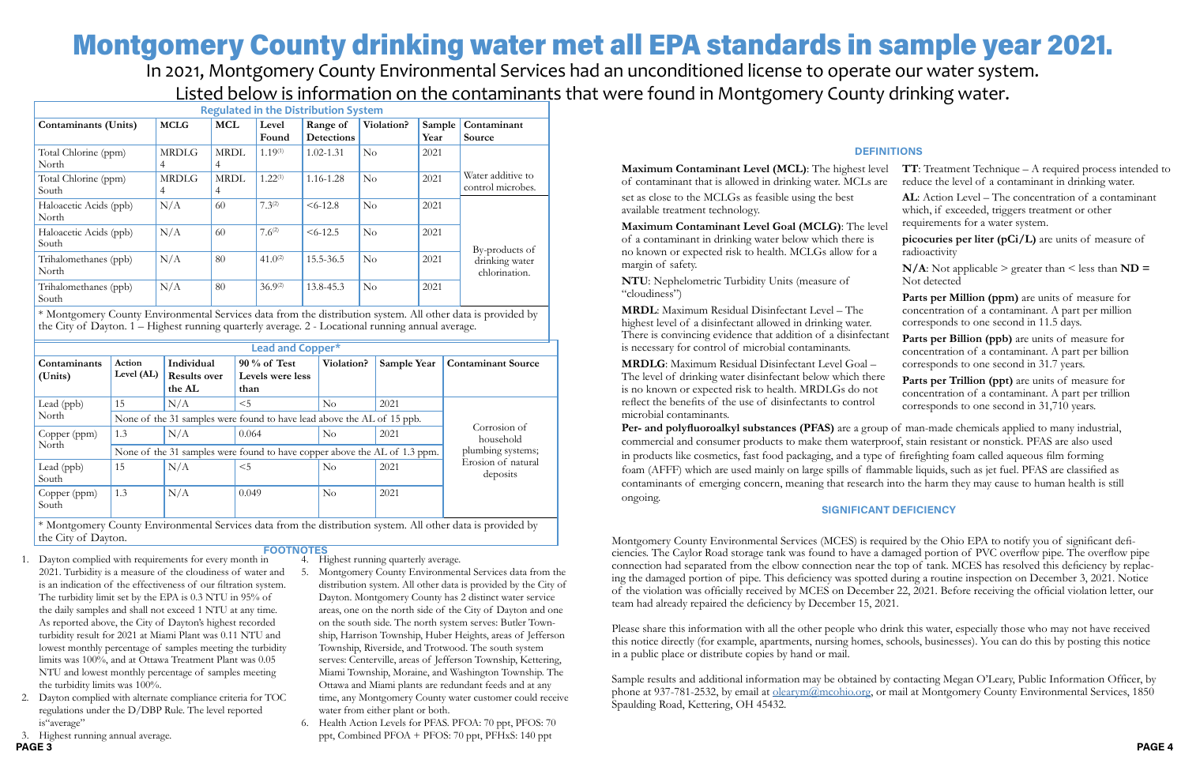# Montgomery County drinking water met all EPA standards in sample year 2021.

In 2021, Montgomery County Environmental Services had an unconditioned license to operate our water system. Listed below is information on the contaminants that were found in Montgomery County drinking water.

## Regulated in the Distribution System

| Contaminants (Units) | MCLG | MCL | Level Found | Range of Detections | Violation? | Sample Year | Contaminant Source |
|---|---|---|---|---|---|---|---|
| Total Chlorine (ppm) North | MRDLG 4 | MRDL 4 | 1.19[1] | 1.02-1.31 | No | 2021 | Water additive to control microbes. |
| Total Chlorine (ppm) South | MRDLG 4 | MRDL 4 | 1.22[1] | 1.16-1.28 | No | 2021 | Water additive to control microbes. |
| Haloacetic Acids (ppb) North | N/A | 60 | 7.3[2] | <6-12.8 | No | 2021 | By-products of drinking water chlorination. |
| Haloacetic Acids (ppb) South | N/A | 60 | 7.6[2] | <6-12.5 | No | 2021 | By-products of drinking water chlorination. |
| Trihalomethanes (ppb) North | N/A | 80 | 41.0[2] | 15.5-36.5 | No | 2021 | By-products of drinking water chlorination. |
| Trihalomethanes (ppb) South | N/A | 80 | 36.9[2] | 13.8-45.3 | No | 2021 | By-products of drinking water chlorination. |

* Montgomery County Environmental Services data from the distribution system. All other data is provided by the City of Dayton. 1 – Highest running quarterly average. 2 - Locational running annual average.

## Lead and Copper*

| Contaminants (Units) | Action Level (AL) | Individual Results over the AL | 90 % of Test Levels were less than | Violation? | Sample Year | Contaminant Source |
|---|---|---|---|---|---|---|
| Lead (ppb) North | 15 | N/A | <5 | No | 2021 | Corrosion of household plumbing systems; Erosion of natural deposits |
| | None of the 31 samples were found to have lead above the AL of 15 ppb. | | | | | |
| Copper (ppm) North | 1.3 | N/A | 0.064 | No | 2021 | Corrosion of household plumbing systems; Erosion of natural deposits |
| | None of the 31 samples were found to have copper above the AL of 1.3 ppm. | | | | | |
| Lead (ppb) South | 15 | N/A | <5 | No | 2021 | Corrosion of household plumbing systems; Erosion of natural deposits |
| Copper (ppm) South | 1.3 | N/A | 0.049 | No | 2021 | Corrosion of household plumbing systems; Erosion of natural deposits |

* Montgomery County Environmental Services data from the distribution system. All other data is provided by the City of Dayton.

## FOOTNOTES

1. Dayton complied with requirements for every month in 2021. Turbidity is a measure of the cloudiness of water and is an indication of the effectiveness of our filtration system. The turbidity limit set by the EPA is 0.3 NTU in 95% of the daily samples and shall not exceed 1 NTU at any time. As reported above, the City of Dayton's highest recorded turbidity result for 2021 at Miami Plant was 0.11 NTU and lowest monthly percentage of samples meeting the turbidity limits was 100%, and at Ottawa Treatment Plant was 0.05 NTU and lowest monthly percentage of samples meeting the turbidity limits was 100%.
2. Dayton complied with alternate compliance criteria for TOC regulations under the D/DBP Rule. The level reported is"average"
3. Highest running annual average.
4. Highest running quarterly average.
5. Montgomery County Environmental Services data from the distribution system. All other data is provided by the City of Dayton. Montgomery County has 2 distinct water service areas, one on the north side of the City of Dayton and one on the south side. The north system serves: Butler Township, Harrison Township, Huber Heights, areas of Jefferson Township, Riverside, and Trotwood. The south system serves: Centerville, areas of Jefferson Township, Kettering, Miami Township, Moraine, and Washington Township. The Ottawa and Miami plants are redundant feeds and at any time, any Montgomery County water customer could receive water from either plant or both.
6. Health Action Levels for PFAS. PFOA: 70 ppt, PFOS: 70 ppt, Combined PFOA + PFOS: 70 ppt, PFHxS: 140 ppt

## DEFINITIONS

**Maximum Contaminant Level (MCL)**: The highest level of contaminant that is allowed in drinking water. MCLs are set as close to the MCLGs as feasible using the best available treatment technology.

**Maximum Contaminant Level Goal (MCLG)**: The level of a contaminant in drinking water below which there is no known or expected risk to health. MCLGs allow for a margin of safety.

**NTU**: Nephelometric Turbidity Units (measure of "cloudiness")

**MRDL**: Maximum Residual Disinfectant Level – The highest level of a disinfectant allowed in drinking water. There is convincing evidence that addition of a disinfectant is necessary for control of microbial contaminants.

**MRDLG**: Maximum Residual Disinfectant Level Goal – The level of drinking water disinfectant below which there is no known or expected risk to health. MRDLGs do not reflect the benefits of the use of disinfectants to control microbial contaminants.

**TT**: Treatment Technique – A required process intended to reduce the level of a contaminant in drinking water.

**AL**: Action Level – The concentration of a contaminant which, if exceeded, triggers treatment or other requirements for a water system.

**picocuries per liter (pCi/L)** are units of measure of radioactivity

**N/A**: Not applicable > greater than < less than **ND =** Not detected

**Parts per Million (ppm)** are units of measure for concentration of a contaminant. A part per million corresponds to one second in 11.5 days.

**Parts per Billion (ppb)** are units of measure for concentration of a contaminant. A part per billion corresponds to one second in 31.7 years.

**Parts per Trillion (ppt)** are units of measure for concentration of a contaminant. A part per trillion corresponds to one second in 31,710 years.

**Per- and polyfluoroalkyl substances (PFAS)** are a group of man-made chemicals applied to many industrial, commercial and consumer products to make them waterproof, stain resistant or nonstick. PFAS are also used in products like cosmetics, fast food packaging, and a type of firefighting foam called aqueous film forming foam (AFFF) which are used mainly on large spills of flammable liquids, such as jet fuel. PFAS are classified as contaminants of emerging concern, meaning that research into the harm they may cause to human health is still ongoing.

## SIGNIFICANT DEFICIENCY

Montgomery County Environmental Services (MCES) is required by the Ohio EPA to notify you of significant deficiencies. The Caylor Road storage tank was found to have a damaged portion of PVC overflow pipe. The overflow pipe connection had separated from the elbow connection near the top of tank. MCES has resolved this deficiency by replacing the damaged portion of pipe. This deficiency was spotted during a routine inspection on December 3, 2021. Notice of the violation was officially received by MCES on December 22, 2021. Before receiving the official violation letter, our team had already repaired the deficiency by December 15, 2021.

Please share this information with all the other people who drink this water, especially those who may not have received this notice directly (for example, apartments, nursing homes, schools, businesses). You can do this by posting this notice in a public place or distribute copies by hand or mail.

Sample results and additional information may be obtained by contacting Megan O'Leary, Public Information Officer, by phone at 937-781-2532, by email at olearym@mcohio.org, or mail at Montgomery County Environmental Services, 1850 Spaulding Road, Kettering, OH 45432.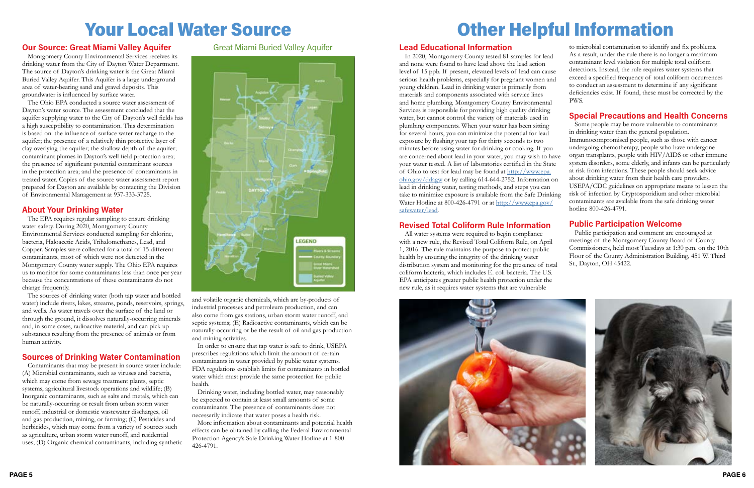# Your Local Water Source

## Our Source: Great Miami Valley Aquifer

Montgomery County Environmental Services receives its drinking water from the City of Dayton Water Department. The source of Dayton's drinking water is the Great Miami Buried Valley Aquifer. This Aquifer is a large underground area of water-bearing sand and gravel deposits. This groundwater is influenced by surface water.

The Ohio EPA conducted a source water assessment of Dayton's water source. The assessment concluded that the aquifer supplying water to the City of Dayton's well fields has a high susceptibility to contamination. This determination is based on: the influence of surface water recharge to the aquifer; the presence of a relatively thin protective layer of clay overlying the aquifer; the shallow depth of the aquifer; contaminant plumes in Dayton's well field protection area; the presence of significant potential contaminant sources in the protection area; and the presence of contaminants in treated water. Copies of the source water assessment report prepared for Dayton are available by contacting the Division of Environmental Management at 937-333-3725.

## About Your Drinking Water

The EPA requires regular sampling to ensure drinking water safety. During 2020, Montgomery County Environmental Services conducted sampling for chlorine, bacteria, Haloacetic Acids, Trihalomethanes, Lead, and Copper. Samples were collected for a total of 15 different contaminants, most of which were not detected in the Montgomery County water supply. The Ohio EPA requires us to monitor for some contaminants less than once per year because the concentrations of these contaminants do not change frequently.

The sources of drinking water (both tap water and bottled water) include rivers, lakes, streams, ponds, reservoirs, springs, and wells. As water travels over the surface of the land or through the ground, it dissolves naturally-occurring minerals and, in some cases, radioactive material, and can pick up substances resulting from the presence of animals or from human activity.

## Sources of Drinking Water Contamination

Contaminants that may be present in source water include: (A) Microbial contaminants, such as viruses and bacteria, which may come from sewage treatment plants, septic systems, agricultural livestock operations and wildlife; (B) Inorganic contaminants, such as salts and metals, which can be naturally-occurring or result from urban storm water runoff, industrial or domestic wastewater discharges, oil and gas production, mining, or farming; (C) Pesticides and herbicides, which may come from a variety of sources such as agriculture, urban storm water runoff, and residential uses; (D) Organic chemical contaminants, including synthetic and volatile organic chemicals, which are by-products of industrial processes and petroleum production, and can also come from gas stations, urban storm water runoff, and septic systems; (E) Radioactive contaminants, which can be naturally-occurring or be the result of oil and gas production and mining activities.

In order to ensure that tap water is safe to drink, USEPA prescribes regulations which limit the amount of certain contaminants in water provided by public water systems. FDA regulations establish limits for contaminants in bottled water which must provide the same protection for public health.

Drinking water, including bottled water, may reasonably be expected to contain at least small amounts of some contaminants. The presence of contaminants does not necessarily indicate that water poses a health risk.

More information about contaminants and potential health effects can be obtained by calling the Federal Environmental Protection Agency's Safe Drinking Water Hotline at 1-800-426-4791.

Great Miami Buried Valley Aquifer

# Other Helpful Information

## Lead Educational Information

In 2020, Montgomery County tested 81 samples for lead and none were found to have lead above the lead action level of 15 ppb. If present, elevated levels of lead can cause serious health problems, especially for pregnant women and young children. Lead in drinking water is primarily from materials and components associated with service lines and home plumbing. Montgomery County Environmental Services is responsible for providing high quality drinking water, but cannot control the variety of materials used in plumbing components. When your water has been sitting for several hours, you can minimize the potential for lead exposure by flushing your tap for thirty seconds to two minutes before using water for drinking or cooking. If you are concerned about lead in your water, you may wish to have your water tested. A list of laboratories certified in the State of Ohio to test for lead may be found at http://www.epa.ohio.gov/ddagw or by calling 614-644-2752. Information on lead in drinking water, testing methods, and steps you can take to minimize exposure is available from the Safe Drinking Water Hotline at 800-426-4791 or at http://www.epa.gov/safewater/lead.

## Revised Total Coliform Rule Information

All water systems were required to begin compliance with a new rule, the Revised Total Coliform Rule, on April 1, 2016. The rule maintains the purpose to protect public health by ensuring the integrity of the drinking water distribution system and monitoring for the presence of total coliform bacteria, which includes E. coli bacteria. The U.S. EPA anticipates greater public health protection under the new rule, as it requires water systems that are vulnerable to microbial contamination to identify and fix problems. As a result, under the rule there is no longer a maximum contaminant level violation for multiple total coliform detections. Instead, the rule requires water systems that exceed a specified frequency of total coliform occurrences to conduct an assessment to determine if any significant deficiencies exist. If found, these must be corrected by the PWS.

## Special Precautions and Health Concerns

Some people may be more vulnerable to contaminants in drinking water than the general population. Immunocompromised people, such as those with cancer undergoing chemotherapy, people who have undergone organ transplants, people with HIV/AIDS or other immune system disorders, some elderly, and infants can be particularly at risk from infections. These people should seek advice about drinking water from their health care providers. USEPA/CDC guidelines on appropriate means to lessen the risk of infection by Cryptosporidium and other microbial contaminants are available from the safe drinking water hotline 800-426-4791.

## Public Participation Welcome

Public participation and comment are encouraged at meetings of the Montgomery County Board of County Commissioners, held most Tuesdays at 1:30 p.m. on the 10th Floor of the County Administration Building, 451 W. Third St., Dayton, OH 45422.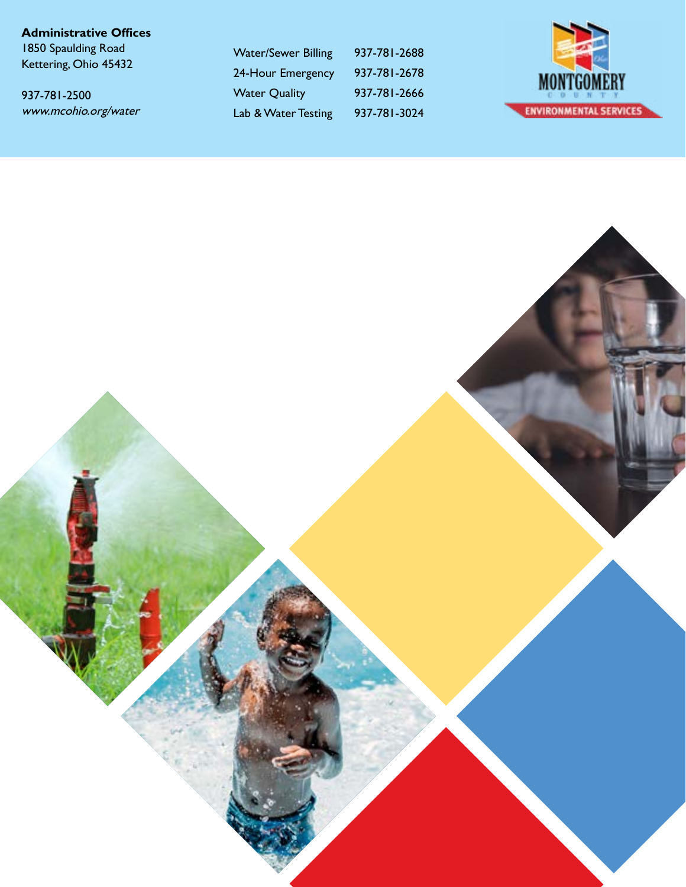**Administrative Offices**
1850 Spaulding Road
Kettering, Ohio 45432

937-781-2500
*www.mcohio.org/water*

| | |
|---|---|
| Water/Sewer Billing | 937-781-2688 |
| 24-Hour Emergency | 937-781-2678 |
| Water Quality | 937-781-2666 |
| Lab & Water Testing | 937-781-3024 |

MONTGOMERY COUNTY
ENVIRONMENTAL SERVICES